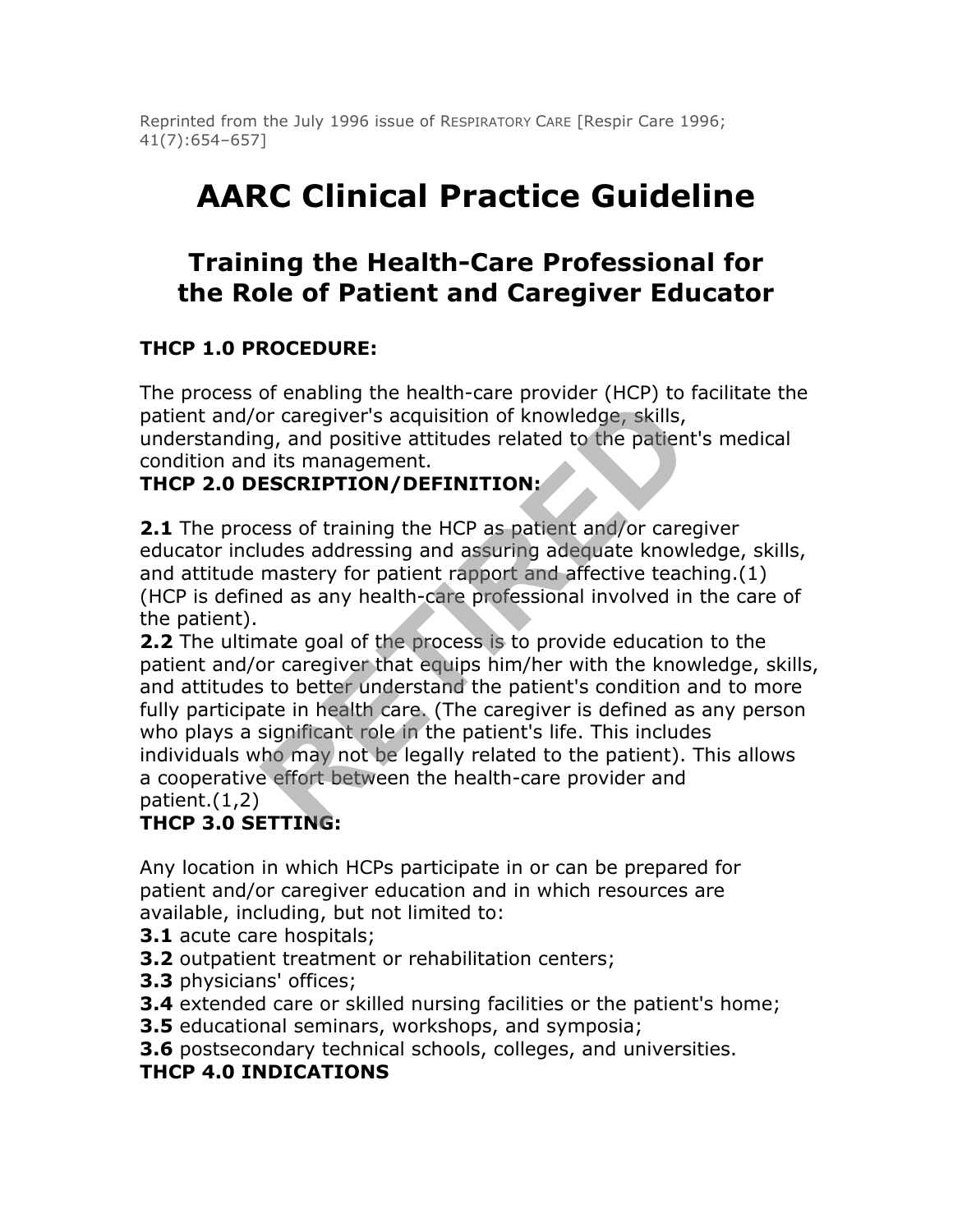Reprinted from the July 1996 issue of RESPIRATORY CARE [Respir Care 1996; 41(7):654–657]

# AARC Clinical Practice Guideline

## Training the Health-Care Professional for the Role of Patient and Caregiver Educator

**THCP 1.0 PROCEDURE:**

The process of enabling the health-care provider (HCP) to facilitate the patient and/or caregiver's acquisition of knowledge, skills, understanding, and positive attitudes related to the patient's medical condition and its management.

**THCP 2.0 DESCRIPTION/DEFINITION:**

**2.1** The process of training the HCP as patient and/or caregiver educator includes addressing and assuring adequate knowledge, skills, and attitude mastery for patient rapport and affective teaching.(1) (HCP is defined as any health-care professional involved in the care of the patient).

**2.2** The ultimate goal of the process is to provide education to the patient and/or caregiver that equips him/her with the knowledge, skills, and attitudes to better understand the patient's condition and to more fully participate in health care. (The caregiver is defined as any person who plays a significant role in the patient's life. This includes individuals who may not be legally related to the patient). This allows a cooperative effort between the health-care provider and patient.(1,2)

**THCP 3.0 SETTING:**

Any location in which HCPs participate in or can be prepared for patient and/or caregiver education and in which resources are available, including, but not limited to:

**3.1** acute care hospitals;
**3.2** outpatient treatment or rehabilitation centers;
**3.3** physicians' offices;
**3.4** extended care or skilled nursing facilities or the patient's home;
**3.5** educational seminars, workshops, and symposia;
**3.6** postsecondary technical schools, colleges, and universities.

**THCP 4.0 INDICATIONS**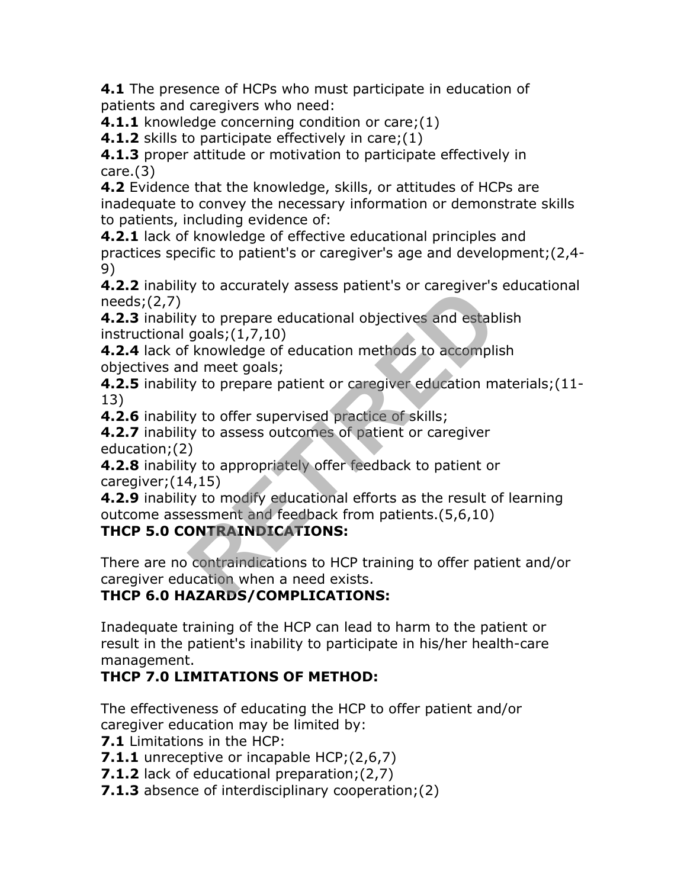**4.1** The presence of HCPs who must participate in education of patients and caregivers who need:

**4.1.1** knowledge concerning condition or care;(1)

**4.1.2** skills to participate effectively in care;(1)

**4.1.3** proper attitude or motivation to participate effectively in care.(3)

**4.2** Evidence that the knowledge, skills, or attitudes of HCPs are inadequate to convey the necessary information or demonstrate skills to patients, including evidence of:

**4.2.1** lack of knowledge of effective educational principles and practices specific to patient's or caregiver's age and development;(2,4-9)

**4.2.2** inability to accurately assess patient's or caregiver's educational needs;(2,7)

**4.2.3** inability to prepare educational objectives and establish instructional goals;(1,7,10)

**4.2.4** lack of knowledge of education methods to accomplish objectives and meet goals;

**4.2.5** inability to prepare patient or caregiver education materials;(11-13)

**4.2.6** inability to offer supervised practice of skills;

**4.2.7** inability to assess outcomes of patient or caregiver education;(2)

**4.2.8** inability to appropriately offer feedback to patient or caregiver;(14,15)

**4.2.9** inability to modify educational efforts as the result of learning outcome assessment and feedback from patients.(5,6,10)

**THCP 5.0 CONTRAINDICATIONS:**

There are no contraindications to HCP training to offer patient and/or caregiver education when a need exists.

**THCP 6.0 HAZARDS/COMPLICATIONS:**

Inadequate training of the HCP can lead to harm to the patient or result in the patient's inability to participate in his/her health-care management.

**THCP 7.0 LIMITATIONS OF METHOD:**

The effectiveness of educating the HCP to offer patient and/or caregiver education may be limited by:

**7.1** Limitations in the HCP:

**7.1.1** unreceptive or incapable HCP;(2,6,7)

**7.1.2** lack of educational preparation;(2,7)

**7.1.3** absence of interdisciplinary cooperation;(2)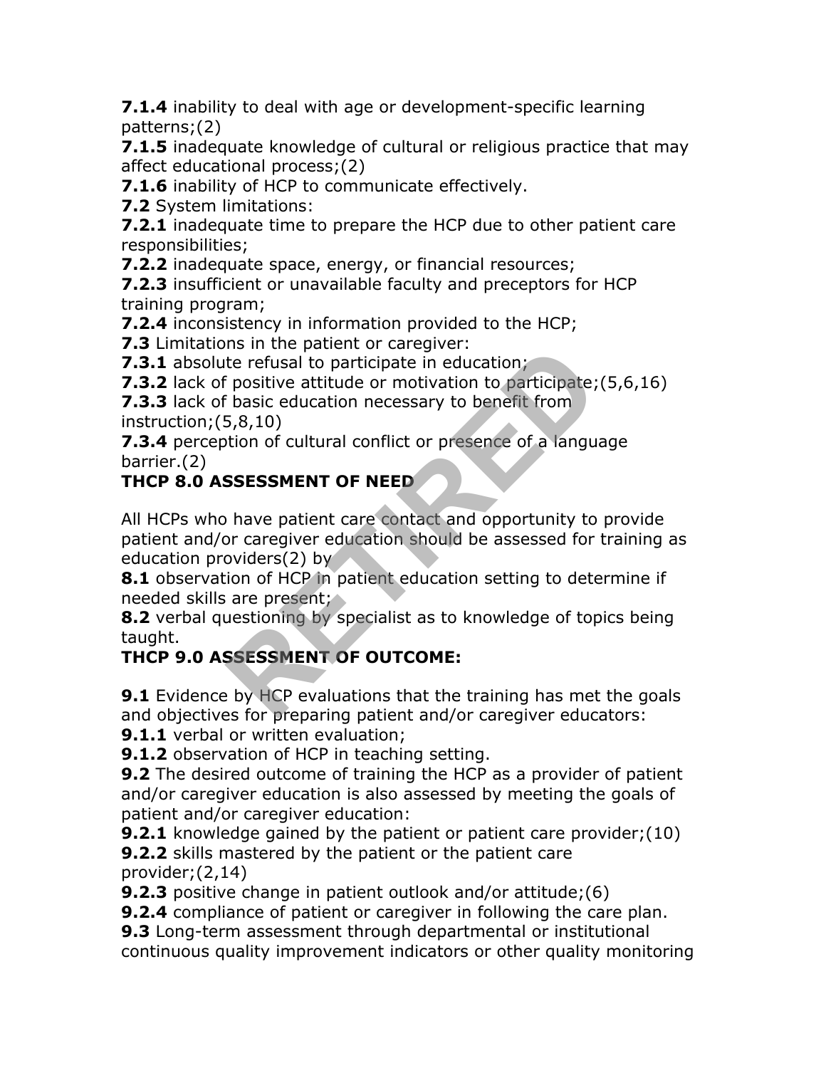**7.1.4** inability to deal with age or development-specific learning patterns;(2)
**7.1.5** inadequate knowledge of cultural or religious practice that may affect educational process;(2)
**7.1.6** inability of HCP to communicate effectively.
**7.2** System limitations:
**7.2.1** inadequate time to prepare the HCP due to other patient care responsibilities;
**7.2.2** inadequate space, energy, or financial resources;
**7.2.3** insufficient or unavailable faculty and preceptors for HCP training program;
**7.2.4** inconsistency in information provided to the HCP;
**7.3** Limitations in the patient or caregiver:
**7.3.1** absolute refusal to participate in education;
**7.3.2** lack of positive attitude or motivation to participate;(5,6,16)
**7.3.3** lack of basic education necessary to benefit from instruction;(5,8,10)
**7.3.4** perception of cultural conflict or presence of a language barrier.(2)

## THCP 8.0 ASSESSMENT OF NEED

All HCPs who have patient care contact and opportunity to provide patient and/or caregiver education should be assessed for training as education providers(2) by
**8.1** observation of HCP in patient education setting to determine if needed skills are present;
**8.2** verbal questioning by specialist as to knowledge of topics being taught.

## THCP 9.0 ASSESSMENT OF OUTCOME:

**9.1** Evidence by HCP evaluations that the training has met the goals and objectives for preparing patient and/or caregiver educators:
**9.1.1** verbal or written evaluation;
**9.1.2** observation of HCP in teaching setting.
**9.2** The desired outcome of training the HCP as a provider of patient and/or caregiver education is also assessed by meeting the goals of patient and/or caregiver education:
**9.2.1** knowledge gained by the patient or patient care provider;(10)
**9.2.2** skills mastered by the patient or the patient care provider;(2,14)
**9.2.3** positive change in patient outlook and/or attitude;(6)
**9.2.4** compliance of patient or caregiver in following the care plan.
**9.3** Long-term assessment through departmental or institutional continuous quality improvement indicators or other quality monitoring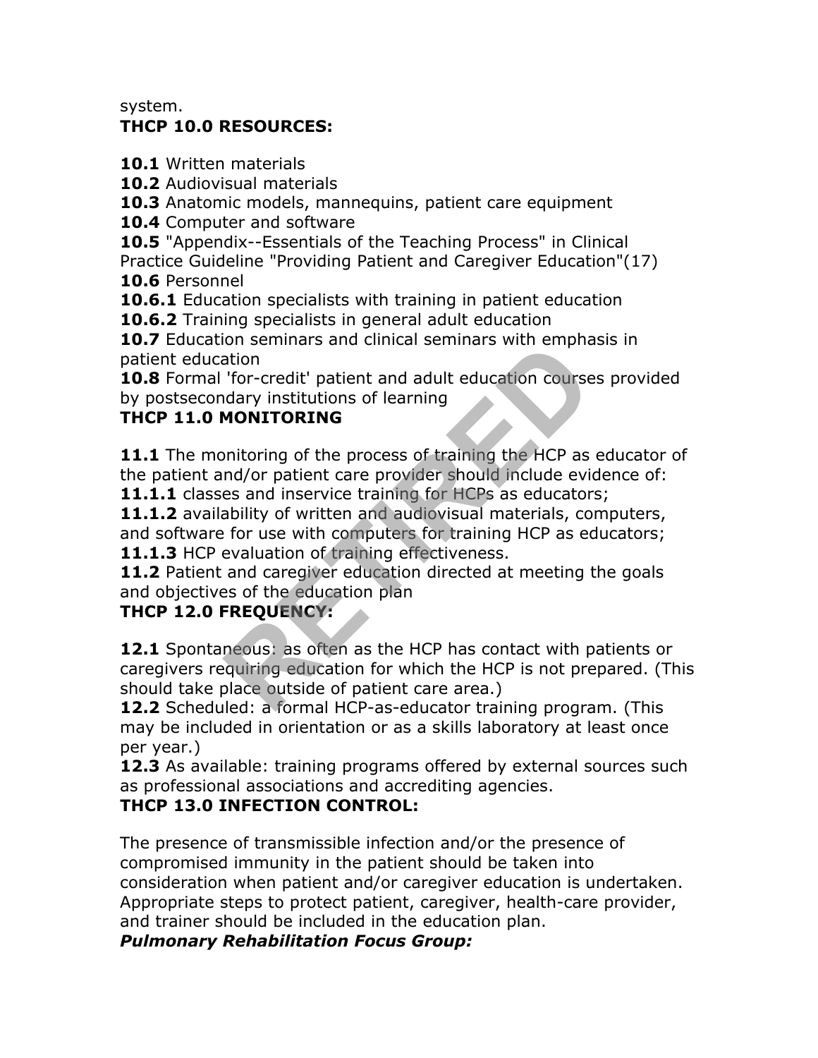system.

**THCP 10.0 RESOURCES:**

**10.1** Written materials
**10.2** Audiovisual materials
**10.3** Anatomic models, mannequins, patient care equipment
**10.4** Computer and software
**10.5** "Appendix--Essentials of the Teaching Process" in Clinical Practice Guideline "Providing Patient and Caregiver Education"(17)
**10.6** Personnel
**10.6.1** Education specialists with training in patient education
**10.6.2** Training specialists in general adult education
**10.7** Education seminars and clinical seminars with emphasis in patient education
**10.8** Formal 'for-credit' patient and adult education courses provided by postsecondary institutions of learning

**THCP 11.0 MONITORING**

**11.1** The monitoring of the process of training the HCP as educator of the patient and/or patient care provider should include evidence of:
**11.1.1** classes and inservice training for HCPs as educators;
**11.1.2** availability of written and audiovisual materials, computers, and software for use with computers for training HCP as educators;
**11.1.3** HCP evaluation of training effectiveness.
**11.2** Patient and caregiver education directed at meeting the goals and objectives of the education plan

**THCP 12.0 FREQUENCY:**

**12.1** Spontaneous: as often as the HCP has contact with patients or caregivers requiring education for which the HCP is not prepared. (This should take place outside of patient care area.)
**12.2** Scheduled: a formal HCP-as-educator training program. (This may be included in orientation or as a skills laboratory at least once per year.)
**12.3** As available: training programs offered by external sources such as professional associations and accrediting agencies.

**THCP 13.0 INFECTION CONTROL:**

The presence of transmissible infection and/or the presence of compromised immunity in the patient should be taken into consideration when patient and/or caregiver education is undertaken. Appropriate steps to protect patient, caregiver, health-care provider, and trainer should be included in the education plan.

***Pulmonary Rehabilitation Focus Group:***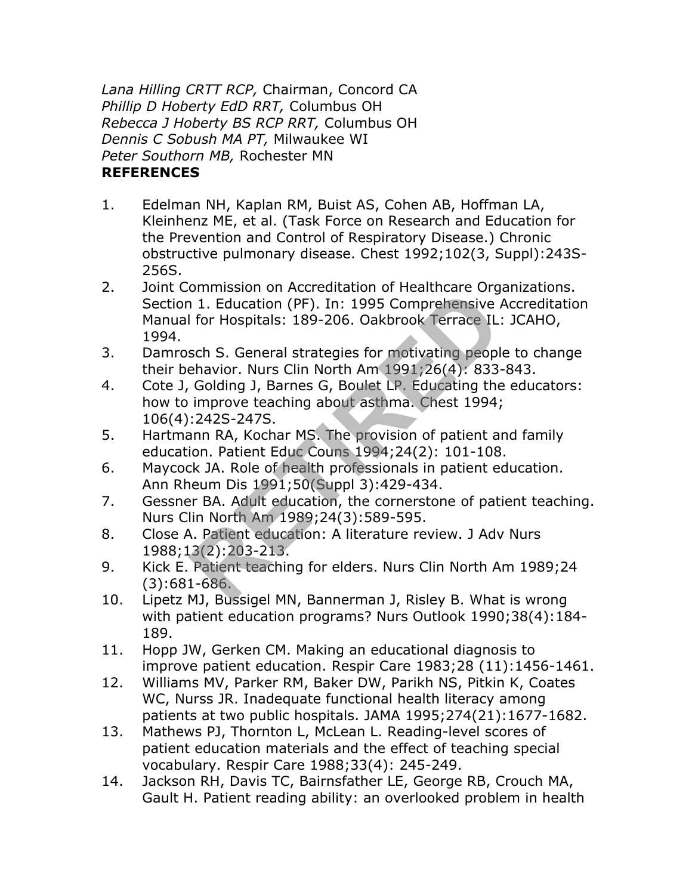*Lana Hilling CRTT RCP,* Chairman, Concord CA
*Phillip D Hoberty EdD RRT,* Columbus OH
*Rebecca J Hoberty BS RCP RRT,* Columbus OH
*Dennis C Sobush MA PT,* Milwaukee WI
*Peter Southorn MB,* Rochester MN

**REFERENCES**

1. Edelman NH, Kaplan RM, Buist AS, Cohen AB, Hoffman LA, Kleinhenz ME, et al. (Task Force on Research and Education for the Prevention and Control of Respiratory Disease.) Chronic obstructive pulmonary disease. Chest 1992;102(3, Suppl):243S-256S.
2. Joint Commission on Accreditation of Healthcare Organizations. Section 1. Education (PF). In: 1995 Comprehensive Accreditation Manual for Hospitals: 189-206. Oakbrook Terrace IL: JCAHO, 1994.
3. Damrosch S. General strategies for motivating people to change their behavior. Nurs Clin North Am 1991;26(4): 833-843.
4. Cote J, Golding J, Barnes G, Boulet LP. Educating the educators: how to improve teaching about asthma. Chest 1994; 106(4):242S-247S.
5. Hartmann RA, Kochar MS. The provision of patient and family education. Patient Educ Couns 1994;24(2): 101-108.
6. Maycock JA. Role of health professionals in patient education. Ann Rheum Dis 1991;50(Suppl 3):429-434.
7. Gessner BA. Adult education, the cornerstone of patient teaching. Nurs Clin North Am 1989;24(3):589-595.
8. Close A. Patient education: A literature review. J Adv Nurs 1988;13(2):203-213.
9. Kick E. Patient teaching for elders. Nurs Clin North Am 1989;24 (3):681-686.
10. Lipetz MJ, Bussigel MN, Bannerman J, Risley B. What is wrong with patient education programs? Nurs Outlook 1990;38(4):184-189.
11. Hopp JW, Gerken CM. Making an educational diagnosis to improve patient education. Respir Care 1983;28 (11):1456-1461.
12. Williams MV, Parker RM, Baker DW, Parikh NS, Pitkin K, Coates WC, Nurss JR. Inadequate functional health literacy among patients at two public hospitals. JAMA 1995;274(21):1677-1682.
13. Mathews PJ, Thornton L, McLean L. Reading-level scores of patient education materials and the effect of teaching special vocabulary. Respir Care 1988;33(4): 245-249.
14. Jackson RH, Davis TC, Bairnsfather LE, George RB, Crouch MA, Gault H. Patient reading ability: an overlooked problem in health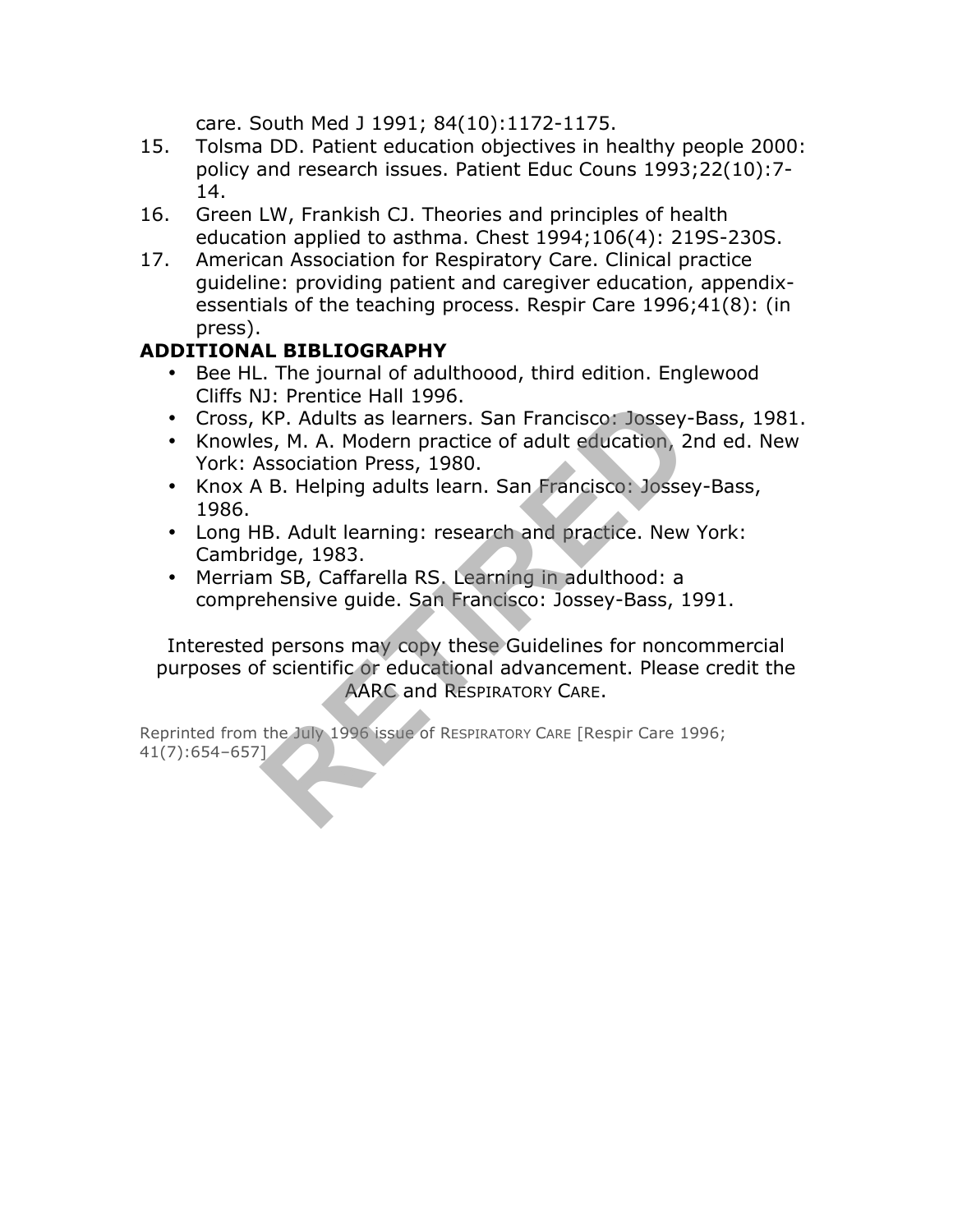care. South Med J 1991; 84(10):1172-1175.

15. Tolsma DD. Patient education objectives in healthy people 2000: policy and research issues. Patient Educ Couns 1993;22(10):7-14.
16. Green LW, Frankish CJ. Theories and principles of health education applied to asthma. Chest 1994;106(4): 219S-230S.
17. American Association for Respiratory Care. Clinical practice guideline: providing patient and caregiver education, appendix-essentials of the teaching process. Respir Care 1996;41(8): (in press).

**ADDITIONAL BIBLIOGRAPHY**

- Bee HL. The journal of adulthoood, third edition. Englewood Cliffs NJ: Prentice Hall 1996.
- Cross, KP. Adults as learners. San Francisco: Jossey-Bass, 1981.
- Knowles, M. A. Modern practice of adult education, 2nd ed. New York: Association Press, 1980.
- Knox A B. Helping adults learn. San Francisco: Jossey-Bass, 1986.
- Long HB. Adult learning: research and practice. New York: Cambridge, 1983.
- Merriam SB, Caffarella RS. Learning in adulthood: a comprehensive guide. San Francisco: Jossey-Bass, 1991.

Interested persons may copy these Guidelines for noncommercial purposes of scientific or educational advancement. Please credit the AARC and RESPIRATORY CARE.

Reprinted from the July 1996 issue of RESPIRATORY CARE [Respir Care 1996; 41(7):654–657]

RETIRED